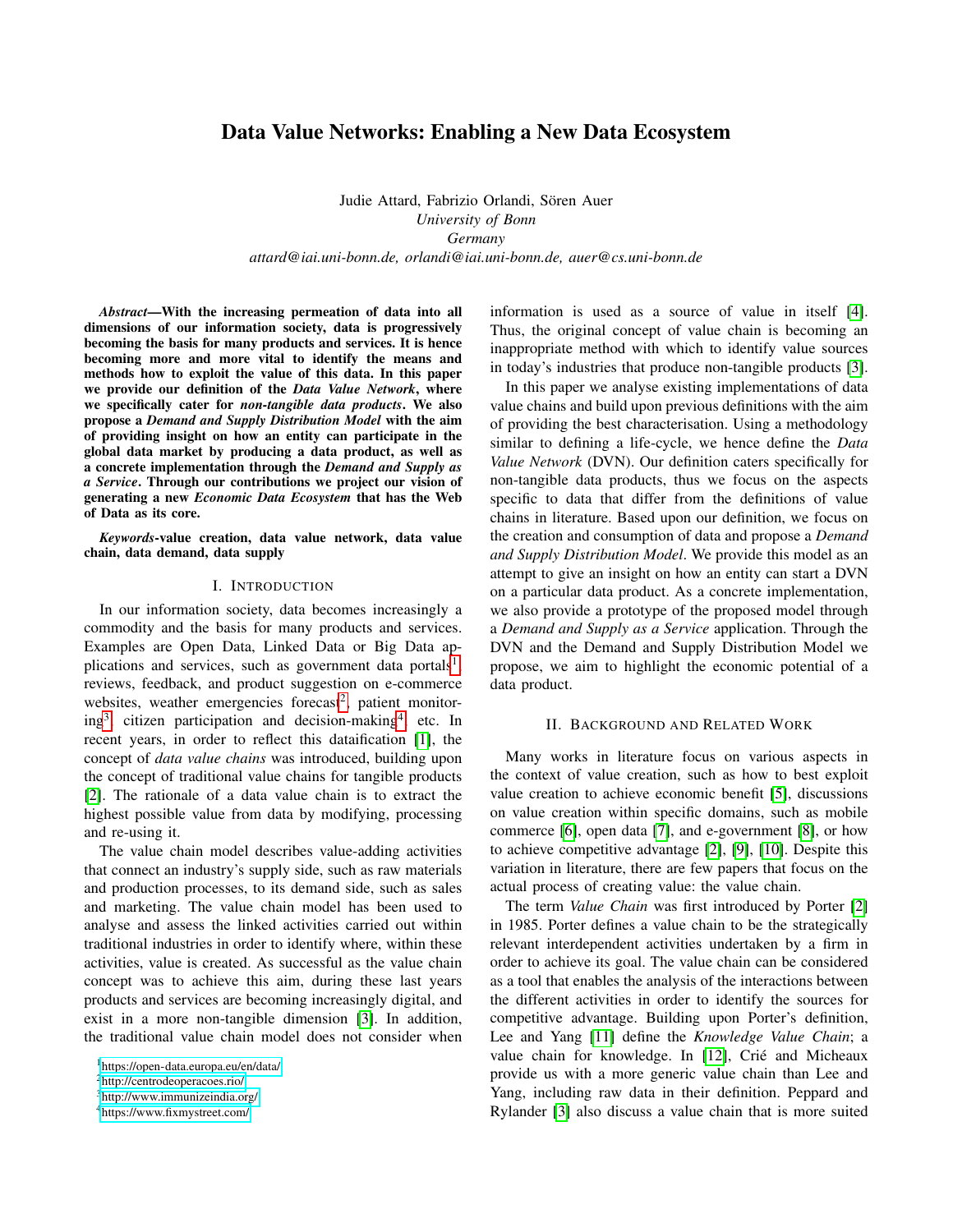# Data Value Networks: Enabling a New Data Ecosystem

Judie Attard, Fabrizio Orlandi, Sören Auer
*University of Bonn*
*Germany*
*attard@iai.uni-bonn.de, orlandi@iai.uni-bonn.de, auer@cs.uni-bonn.de*

***Abstract*—With the increasing permeation of data into all dimensions of our information society, data is progressively becoming the basis for many products and services. It is hence becoming more and more vital to identify the means and methods how to exploit the value of this data. In this paper we provide our definition of the *Data Value Network*, where we specifically cater for *non-tangible data products*. We also propose a *Demand and Supply Distribution Model* with the aim of providing insight on how an entity can participate in the global data market by producing a data product, as well as a concrete implementation through the *Demand and Supply as a Service*. Through our contributions we project our vision of generating a new *Economic Data Ecosystem* that has the Web of Data as its core.**

***Keywords*-value creation, data value network, data value chain, data demand, data supply**

## I. Introduction

In our information society, data becomes increasingly a commodity and the basis for many products and services. Examples are Open Data, Linked Data or Big Data applications and services, such as government data portals[1], reviews, feedback, and product suggestion on e-commerce websites, weather emergencies forecast[2], patient monitoring[3], citizen participation and decision-making[4], etc. In recent years, in order to reflect this dataification [1], the concept of *data value chains* was introduced, building upon the concept of traditional value chains for tangible products [2]. The rationale of a data value chain is to extract the highest possible value from data by modifying, processing and re-using it.

The value chain model describes value-adding activities that connect an industry's supply side, such as raw materials and production processes, to its demand side, such as sales and marketing. The value chain model has been used to analyse and assess the linked activities carried out within traditional industries in order to identify where, within these activities, value is created. As successful as the value chain concept was to achieve this aim, during these last years products and services are becoming increasingly digital, and exist in a more non-tangible dimension [3]. In addition, the traditional value chain model does not consider when information is used as a source of value in itself [4]. Thus, the original concept of value chain is becoming an inappropriate method with which to identify value sources in today's industries that produce non-tangible products [3].

In this paper we analyse existing implementations of data value chains and build upon previous definitions with the aim of providing the best characterisation. Using a methodology similar to defining a life-cycle, we hence define the *Data Value Network* (DVN). Our definition caters specifically for non-tangible data products, thus we focus on the aspects specific to data that differ from the definitions of value chains in literature. Based upon our definition, we focus on the creation and consumption of data and propose a *Demand and Supply Distribution Model*. We provide this model as an attempt to give an insight on how an entity can start a DVN on a particular data product. As a concrete implementation, we also provide a prototype of the proposed model through a *Demand and Supply as a Service* application. Through the DVN and the Demand and Supply Distribution Model we propose, we aim to highlight the economic potential of a data product.

## II. Background and Related Work

Many works in literature focus on various aspects in the context of value creation, such as how to best exploit value creation to achieve economic benefit [5], discussions on value creation within specific domains, such as mobile commerce [6], open data [7], and e-government [8], or how to achieve competitive advantage [2], [9], [10]. Despite this variation in literature, there are few papers that focus on the actual process of creating value: the value chain.

The term *Value Chain* was first introduced by Porter [2] in 1985. Porter defines a value chain to be the strategically relevant interdependent activities undertaken by a firm in order to achieve its goal. The value chain can be considered as a tool that enables the analysis of the interactions between the different activities in order to identify the sources for competitive advantage. Building upon Porter's definition, Lee and Yang [11] define the *Knowledge Value Chain*; a value chain for knowledge. In [12], Crié and Micheaux provide us with a more generic value chain than Lee and Yang, including raw data in their definition. Peppard and Rylander [3] also discuss a value chain that is more suited

[1] https://open-data.europa.eu/en/data/
[2] http://centrodeoperacoes.rio/
[3] http://www.immunizeindia.org/
[4] https://www.fixmystreet.com/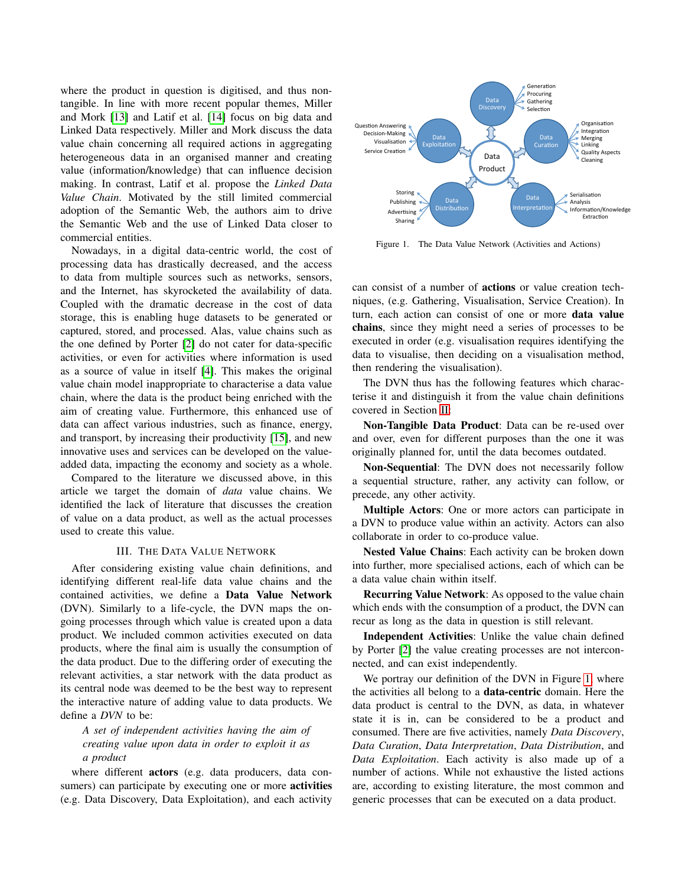where the product in question is digitised, and thus non-tangible. In line with more recent popular themes, Miller and Mork [13] and Latif et al. [14] focus on big data and Linked Data respectively. Miller and Mork discuss the data value chain concerning all required actions in aggregating heterogeneous data in an organised manner and creating value (information/knowledge) that can influence decision making. In contrast, Latif et al. propose the *Linked Data Value Chain*. Motivated by the still limited commercial adoption of the Semantic Web, the authors aim to drive the Semantic Web and the use of Linked Data closer to commercial entities.

Nowadays, in a digital data-centric world, the cost of processing data has drastically decreased, and the access to data from multiple sources such as networks, sensors, and the Internet, has skyrocketed the availability of data. Coupled with the dramatic decrease in the cost of data storage, this is enabling huge datasets to be generated or captured, stored, and processed. Alas, value chains such as the one defined by Porter [2] do not cater for data-specific activities, or even for activities where information is used as a source of value in itself [4]. This makes the original value chain model inappropriate to characterise a data value chain, where the data is the product being enriched with the aim of creating value. Furthermore, this enhanced use of data can affect various industries, such as finance, energy, and transport, by increasing their productivity [15], and new innovative uses and services can be developed on the value-added data, impacting the economy and society as a whole.

Compared to the literature we discussed above, in this article we target the domain of *data* value chains. We identified the lack of literature that discusses the creation of value on a data product, as well as the actual processes used to create this value.

## III. The Data Value Network

After considering existing value chain definitions, and identifying different real-life data value chains and the contained activities, we define a **Data Value Network** (DVN). Similarly to a life-cycle, the DVN maps the on-going processes through which value is created upon a data product. We included common activities executed on data products, where the final aim is usually the consumption of the data product. Due to the differing order of executing the relevant activities, a star network with the data product as its central node was deemed to be the best way to represent the interactive nature of adding value to data products. We define a *DVN* to be:

> *A set of independent activities having the aim of creating value upon data in order to exploit it as a product*

where different **actors** (e.g. data producers, data consumers) can participate by executing one or more **activities** (e.g. Data Discovery, Data Exploitation), and each activity can consist of a number of **actions** or value creation techniques, (e.g. Gathering, Visualisation, Service Creation). In turn, each action can consist of one or more **data value chains**, since they might need a series of processes to be executed in order (e.g. visualisation requires identifying the data to visualise, then deciding on a visualisation method, then rendering the visualisation).

Figure 1. The Data Value Network (Activities and Actions)

The DVN thus has the following features which characterise it and distinguish it from the value chain definitions covered in Section II:

**Non-Tangible Data Product**: Data can be re-used over and over, even for different purposes than the one it was originally planned for, until the data becomes outdated.

**Non-Sequential**: The DVN does not necessarily follow a sequential structure, rather, any activity can follow, or precede, any other activity.

**Multiple Actors**: One or more actors can participate in a DVN to produce value within an activity. Actors can also collaborate in order to co-produce value.

**Nested Value Chains**: Each activity can be broken down into further, more specialised actions, each of which can be a data value chain within itself.

**Recurring Value Network**: As opposed to the value chain which ends with the consumption of a product, the DVN can recur as long as the data in question is still relevant.

**Independent Activities**: Unlike the value chain defined by Porter [2] the value creating processes are not interconnected, and can exist independently.

We portray our definition of the DVN in Figure 1, where the activities all belong to a **data-centric** domain. Here the data product is central to the DVN, as data, in whatever state it is in, can be considered to be a product and consumed. There are five activities, namely *Data Discovery*, *Data Curation*, *Data Interpretation*, *Data Distribution*, and *Data Exploitation*. Each activity is also made up of a number of actions. While not exhaustive the listed actions are, according to existing literature, the most common and generic processes that can be executed on a data product.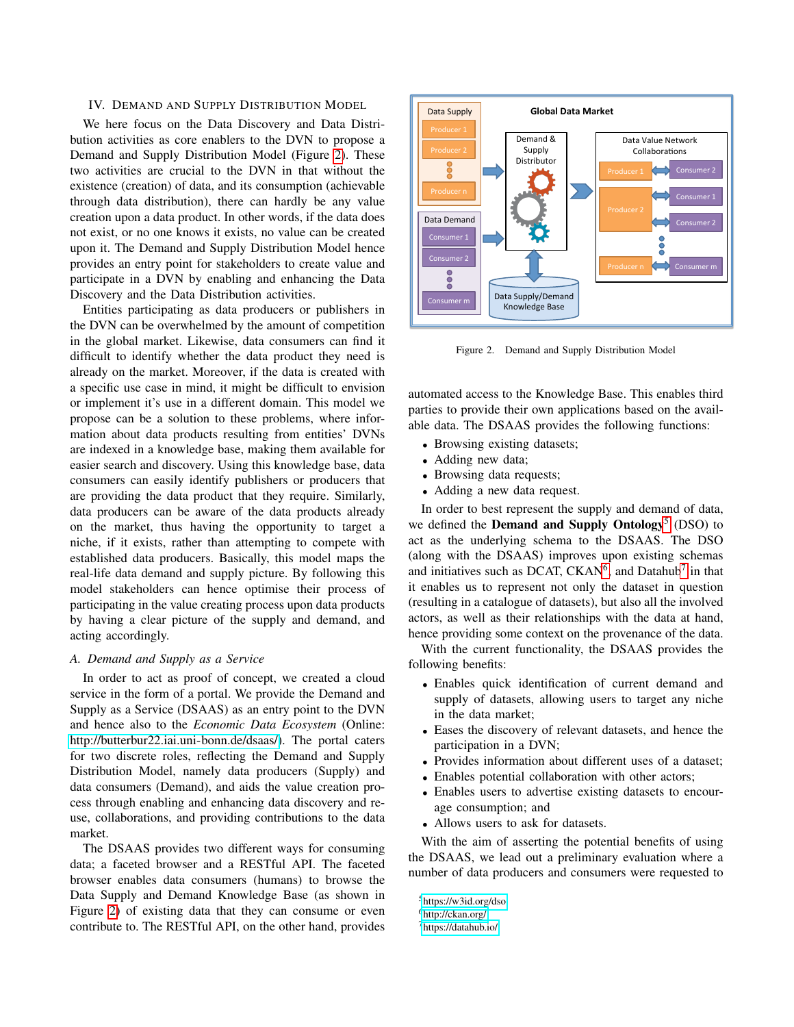## IV. Demand and Supply Distribution Model

We here focus on the Data Discovery and Data Distribution activities as core enablers to the DVN to propose a Demand and Supply Distribution Model (Figure 2). These two activities are crucial to the DVN in that without the existence (creation) of data, and its consumption (achievable through data distribution), there can hardly be any value creation upon a data product. In other words, if the data does not exist, or no one knows it exists, no value can be created upon it. The Demand and Supply Distribution Model hence provides an entry point for stakeholders to create value and participate in a DVN by enabling and enhancing the Data Discovery and the Data Distribution activities.

Entities participating as data producers or publishers in the DVN can be overwhelmed by the amount of competition in the global market. Likewise, data consumers can find it difficult to identify whether the data product they need is already on the market. Moreover, if the data is created with a specific use case in mind, it might be difficult to envision or implement it's use in a different domain. This model we propose can be a solution to these problems, where information about data products resulting from entities' DVNs are indexed in a knowledge base, making them available for easier search and discovery. Using this knowledge base, data consumers can easily identify publishers or producers that are providing the data product that they require. Similarly, data producers can be aware of the data products already on the market, thus having the opportunity to target a niche, if it exists, rather than attempting to compete with established data producers. Basically, this model maps the real-life data demand and supply picture. By following this model stakeholders can hence optimise their process of participating in the value creating process upon data products by having a clear picture of the supply and demand, and acting accordingly.

### A. Demand and Supply as a Service

In order to act as proof of concept, we created a cloud service in the form of a portal. We provide the Demand and Supply as a Service (DSAAS) as an entry point to the DVN and hence also to the *Economic Data Ecosystem* (Online: http://butterbur22.iai.uni-bonn.de/dsaas/). The portal caters for two discrete roles, reflecting the Demand and Supply Distribution Model, namely data producers (Supply) and data consumers (Demand), and aids the value creation process through enabling and enhancing data discovery and re-use, collaborations, and providing contributions to the data market.

The DSAAS provides two different ways for consuming data; a faceted browser and a RESTful API. The faceted browser enables data consumers (humans) to browse the Data Supply and Demand Knowledge Base (as shown in Figure 2) of existing data that they can consume or even contribute to. The RESTful API, on the other hand, provides automated access to the Knowledge Base. This enables third parties to provide their own applications based on the available data. The DSAAS provides the following functions:

- Browsing existing datasets;
- Adding new data;
- Browsing data requests;
- Adding a new data request.

Figure 2. Demand and Supply Distribution Model

In order to best represent the supply and demand of data, we defined the **Demand and Supply Ontology**[5] (DSO) to act as the underlying schema to the DSAAS. The DSO (along with the DSAAS) improves upon existing schemas and initiatives such as DCAT, CKAN[6], and Datahub[7] in that it enables us to represent not only the dataset in question (resulting in a catalogue of datasets), but also all the involved actors, as well as their relationships with the data at hand, hence providing some context on the provenance of the data.

With the current functionality, the DSAAS provides the following benefits:

- Enables quick identification of current demand and supply of datasets, allowing users to target any niche in the data market;
- Eases the discovery of relevant datasets, and hence the participation in a DVN;
- Provides information about different uses of a dataset;
- Enables potential collaboration with other actors;
- Enables users to advertise existing datasets to encourage consumption; and
- Allows users to ask for datasets.

With the aim of asserting the potential benefits of using the DSAAS, we lead out a preliminary evaluation where a number of data producers and consumers were requested to

[5] https://w3id.org/dso
[6] http://ckan.org/
[7] https://datahub.io/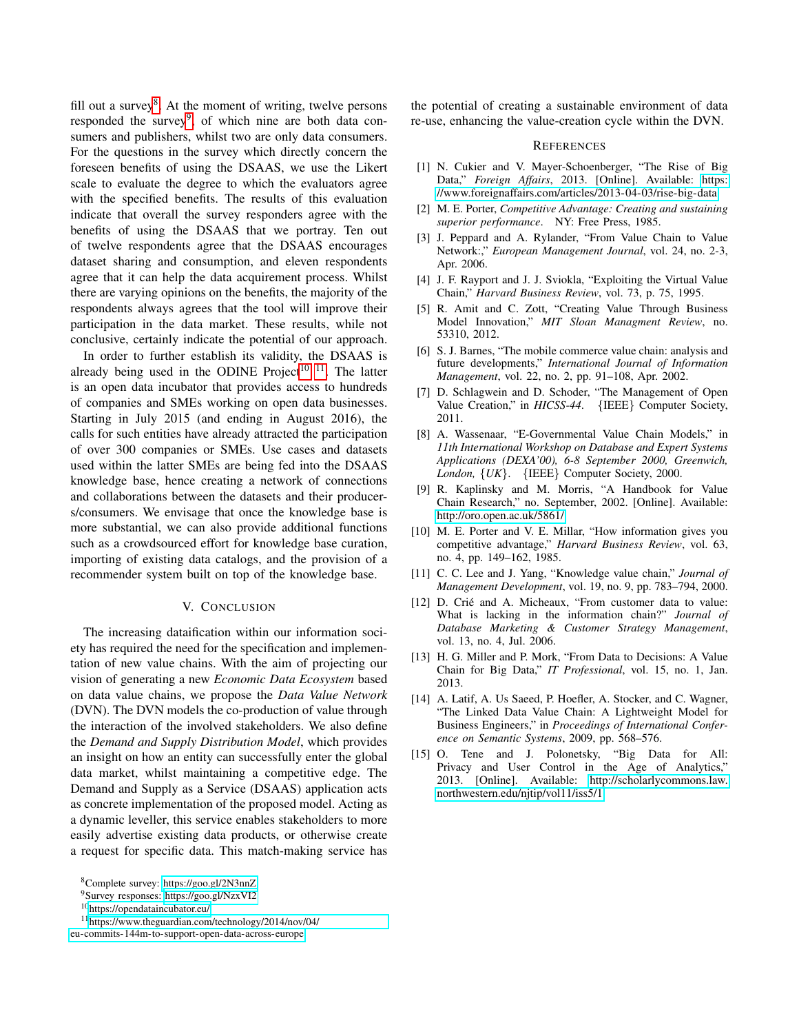fill out a survey[8]. At the moment of writing, twelve persons responded the survey[9], of which nine are both data consumers and publishers, whilst two are only data consumers. For the questions in the survey which directly concern the foreseen benefits of using the DSAAS, we use the Likert scale to evaluate the degree to which the evaluators agree with the specified benefits. The results of this evaluation indicate that overall the survey responders agree with the benefits of using the DSAAS that we portray. Ten out of twelve respondents agree that the DSAAS encourages dataset sharing and consumption, and eleven respondents agree that it can help the data acquirement process. Whilst there are varying opinions on the benefits, the majority of the respondents always agrees that the tool will improve their participation in the data market. These results, while not conclusive, certainly indicate the potential of our approach.

In order to further establish its validity, the DSAAS is already being used in the ODINE Project[10] [11]. The latter is an open data incubator that provides access to hundreds of companies and SMEs working on open data businesses. Starting in July 2015 (and ending in August 2016), the calls for such entities have already attracted the participation of over 300 companies or SMEs. Use cases and datasets used within the latter SMEs are being fed into the DSAAS knowledge base, hence creating a network of connections and collaborations between the datasets and their producers/consumers. We envisage that once the knowledge base is more substantial, we can also provide additional functions such as a crowdsourced effort for knowledge base curation, importing of existing data catalogs, and the provision of a recommender system built on top of the knowledge base.

## V. Conclusion

The increasing dataification within our information society has required the need for the specification and implementation of new value chains. With the aim of projecting our vision of generating a new *Economic Data Ecosystem* based on data value chains, we propose the *Data Value Network* (DVN). The DVN models the co-production of value through the interaction of the involved stakeholders. We also define the *Demand and Supply Distribution Model*, which provides an insight on how an entity can successfully enter the global data market, whilst maintaining a competitive edge. The Demand and Supply as a Service (DSAAS) application acts as concrete implementation of the proposed model. Acting as a dynamic leveller, this service enables stakeholders to more easily advertise existing data products, or otherwise create a request for specific data. This match-making service has the potential of creating a sustainable environment of data re-use, enhancing the value-creation cycle within the DVN.

[8] Complete survey: https://goo.gl/2N3nnZ

[9] Survey responses: https://goo.gl/NzxVI2

[10] https://opendataincubator.eu/

[11] https://www.theguardian.com/technology/2014/nov/04/eu-commits-144m-to-support-open-data-across-europe

## References

[1] N. Cukier and V. Mayer-Schoenberger, "The Rise of Big Data," *Foreign Affairs*, 2013. [Online]. Available: https://www.foreignaffairs.com/articles/2013-04-03/rise-big-data

[2] M. E. Porter, *Competitive Advantage: Creating and sustaining superior performance*. NY: Free Press, 1985.

[3] J. Peppard and A. Rylander, "From Value Chain to Value Network:," *European Management Journal*, vol. 24, no. 2-3, Apr. 2006.

[4] J. F. Rayport and J. J. Sviokla, "Exploiting the Virtual Value Chain," *Harvard Business Review*, vol. 73, p. 75, 1995.

[5] R. Amit and C. Zott, "Creating Value Through Business Model Innovation," *MIT Sloan Managment Review*, no. 53310, 2012.

[6] S. J. Barnes, "The mobile commerce value chain: analysis and future developments," *International Journal of Information Management*, vol. 22, no. 2, pp. 91–108, Apr. 2002.

[7] D. Schlagwein and D. Schoder, "The Management of Open Value Creation," in *HICSS-44*. {IEEE} Computer Society, 2011.

[8] A. Wassenaar, "E-Governmental Value Chain Models," in *11th International Workshop on Database and Expert Systems Applications (DEXA'00), 6-8 September 2000, Greenwich, London, {UK}*. {IEEE} Computer Society, 2000.

[9] R. Kaplinsky and M. Morris, "A Handbook for Value Chain Research," no. September, 2002. [Online]. Available: http://oro.open.ac.uk/5861/

[10] M. E. Porter and V. E. Millar, "How information gives you competitive advantage," *Harvard Business Review*, vol. 63, no. 4, pp. 149–162, 1985.

[11] C. C. Lee and J. Yang, "Knowledge value chain," *Journal of Management Development*, vol. 19, no. 9, pp. 783–794, 2000.

[12] D. Crié and A. Micheaux, "From customer data to value: What is lacking in the information chain?" *Journal of Database Marketing & Customer Strategy Management*, vol. 13, no. 4, Jul. 2006.

[13] H. G. Miller and P. Mork, "From Data to Decisions: A Value Chain for Big Data," *IT Professional*, vol. 15, no. 1, Jan. 2013.

[14] A. Latif, A. Us Saeed, P. Hoefler, A. Stocker, and C. Wagner, "The Linked Data Value Chain: A Lightweight Model for Business Engineers," in *Proceedings of International Conference on Semantic Systems*, 2009, pp. 568–576.

[15] O. Tene and J. Polonetsky, "Big Data for All: Privacy and User Control in the Age of Analytics," 2013. [Online]. Available: http://scholarlycommons.law.northwestern.edu/njtip/vol11/iss5/1